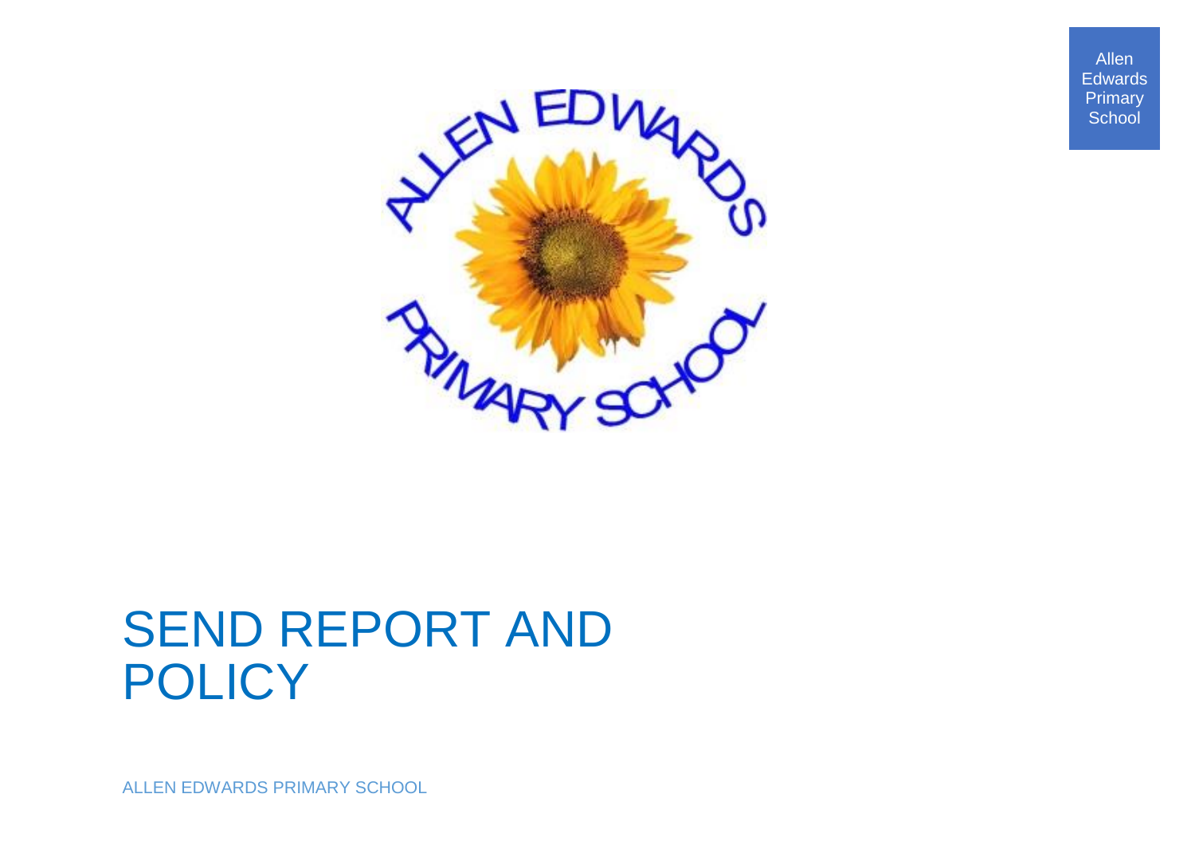Allen Edwards Primary School

# SEND REPORT AND POLICY

ALLEN EDWARDS PRIMARY SCHOOL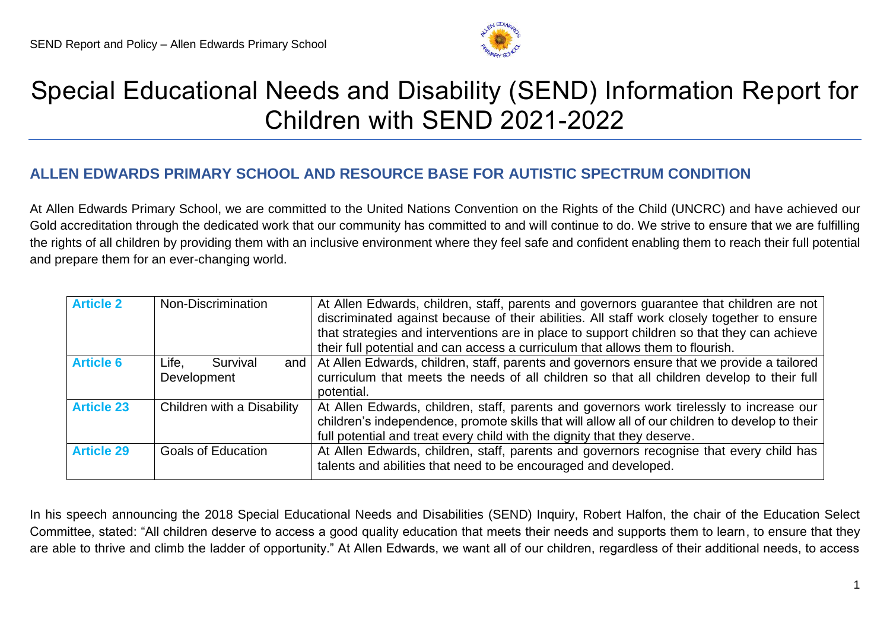# Special Educational Needs and Disability (SEND) Information Report for Children with SEND 2021-2022

## ALLEN EDWARDS PRIMARY SCHOOL AND RESOURCE BASE FOR AUTISTIC SPECTRUM CONDITION

At Allen Edwards Primary School, we are committed to the United Nations Convention on the Rights of the Child (UNCRC) and have achieved our Gold accreditation through the dedicated work that our community has committed to and will continue to do. We strive to ensure that we are fulfilling the rights of all children by providing them with an inclusive environment where they feel safe and confident enabling them to reach their full potential and prepare them for an ever-changing world.

| | | |
|---|---|---|
| **Article 2** | Non-Discrimination | At Allen Edwards, children, staff, parents and governors guarantee that children are not discriminated against because of their abilities. All staff work closely together to ensure that strategies and interventions are in place to support children so that they can achieve their full potential and can access a curriculum that allows them to flourish. |
| **Article 6** | Life, Survival and Development | At Allen Edwards, children, staff, parents and governors ensure that we provide a tailored curriculum that meets the needs of all children so that all children develop to their full potential. |
| **Article 23** | Children with a Disability | At Allen Edwards, children, staff, parents and governors work tirelessly to increase our children's independence, promote skills that will allow all of our children to develop to their full potential and treat every child with the dignity that they deserve. |
| **Article 29** | Goals of Education | At Allen Edwards, children, staff, parents and governors recognise that every child has talents and abilities that need to be encouraged and developed. |

In his speech announcing the 2018 Special Educational Needs and Disabilities (SEND) Inquiry, Robert Halfon, the chair of the Education Select Committee, stated: "All children deserve to access a good quality education that meets their needs and supports them to learn, to ensure that they are able to thrive and climb the ladder of opportunity." At Allen Edwards, we want all of our children, regardless of their additional needs, to access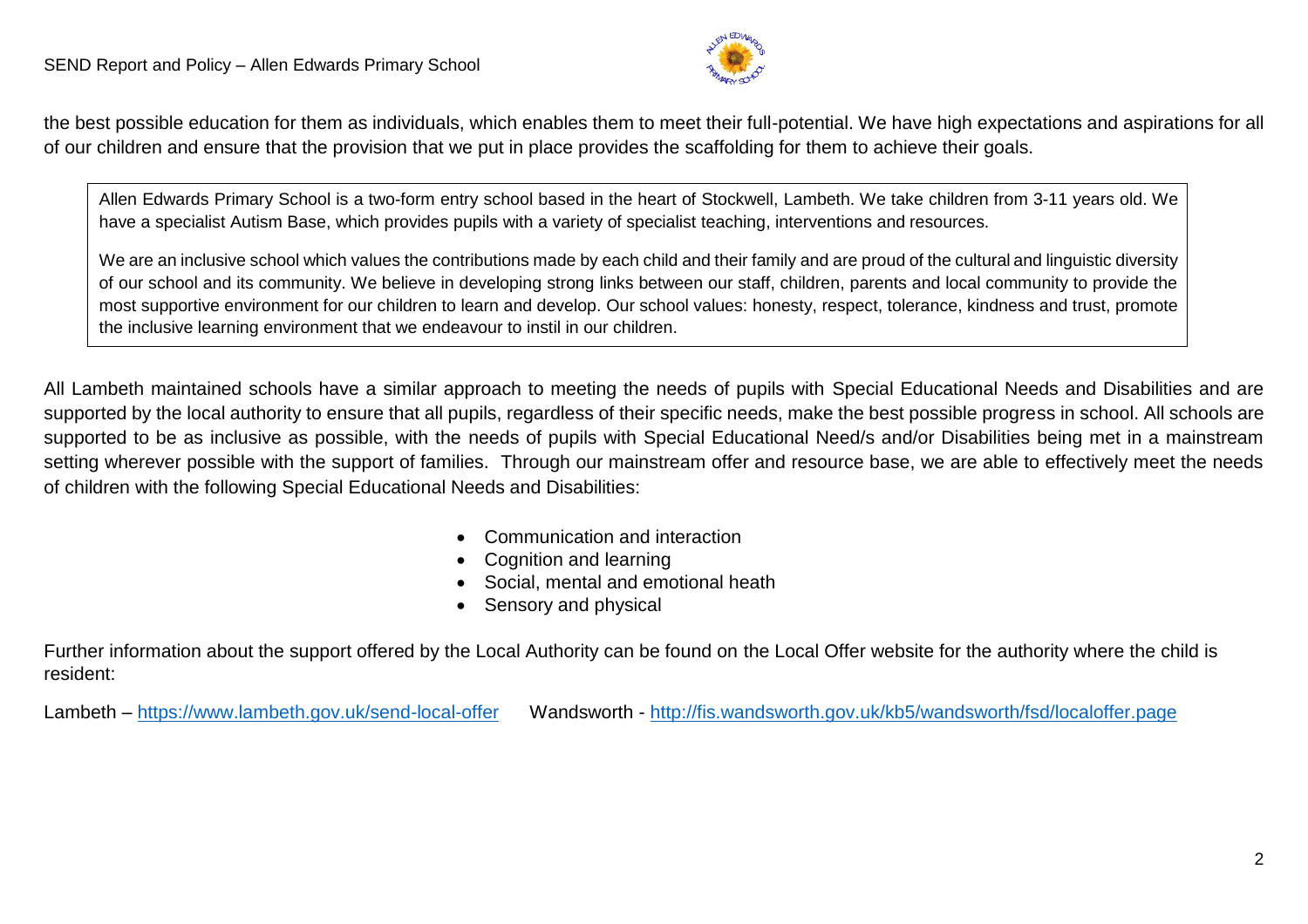the best possible education for them as individuals, which enables them to meet their full-potential. We have high expectations and aspirations for all of our children and ensure that the provision that we put in place provides the scaffolding for them to achieve their goals.

> Allen Edwards Primary School is a two-form entry school based in the heart of Stockwell, Lambeth. We take children from 3-11 years old. We have a specialist Autism Base, which provides pupils with a variety of specialist teaching, interventions and resources.
>
> We are an inclusive school which values the contributions made by each child and their family and are proud of the cultural and linguistic diversity of our school and its community. We believe in developing strong links between our staff, children, parents and local community to provide the most supportive environment for our children to learn and develop. Our school values: honesty, respect, tolerance, kindness and trust, promote the inclusive learning environment that we endeavour to instil in our children.

All Lambeth maintained schools have a similar approach to meeting the needs of pupils with Special Educational Needs and Disabilities and are supported by the local authority to ensure that all pupils, regardless of their specific needs, make the best possible progress in school. All schools are supported to be as inclusive as possible, with the needs of pupils with Special Educational Need/s and/or Disabilities being met in a mainstream setting wherever possible with the support of families. Through our mainstream offer and resource base, we are able to effectively meet the needs of children with the following Special Educational Needs and Disabilities:

- Communication and interaction
- Cognition and learning
- Social, mental and emotional heath
- Sensory and physical

Further information about the support offered by the Local Authority can be found on the Local Offer website for the authority where the child is resident:

Lambeth – https://www.lambeth.gov.uk/send-local-offer Wandsworth - http://fis.wandsworth.gov.uk/kb5/wandsworth/fsd/localoffer.page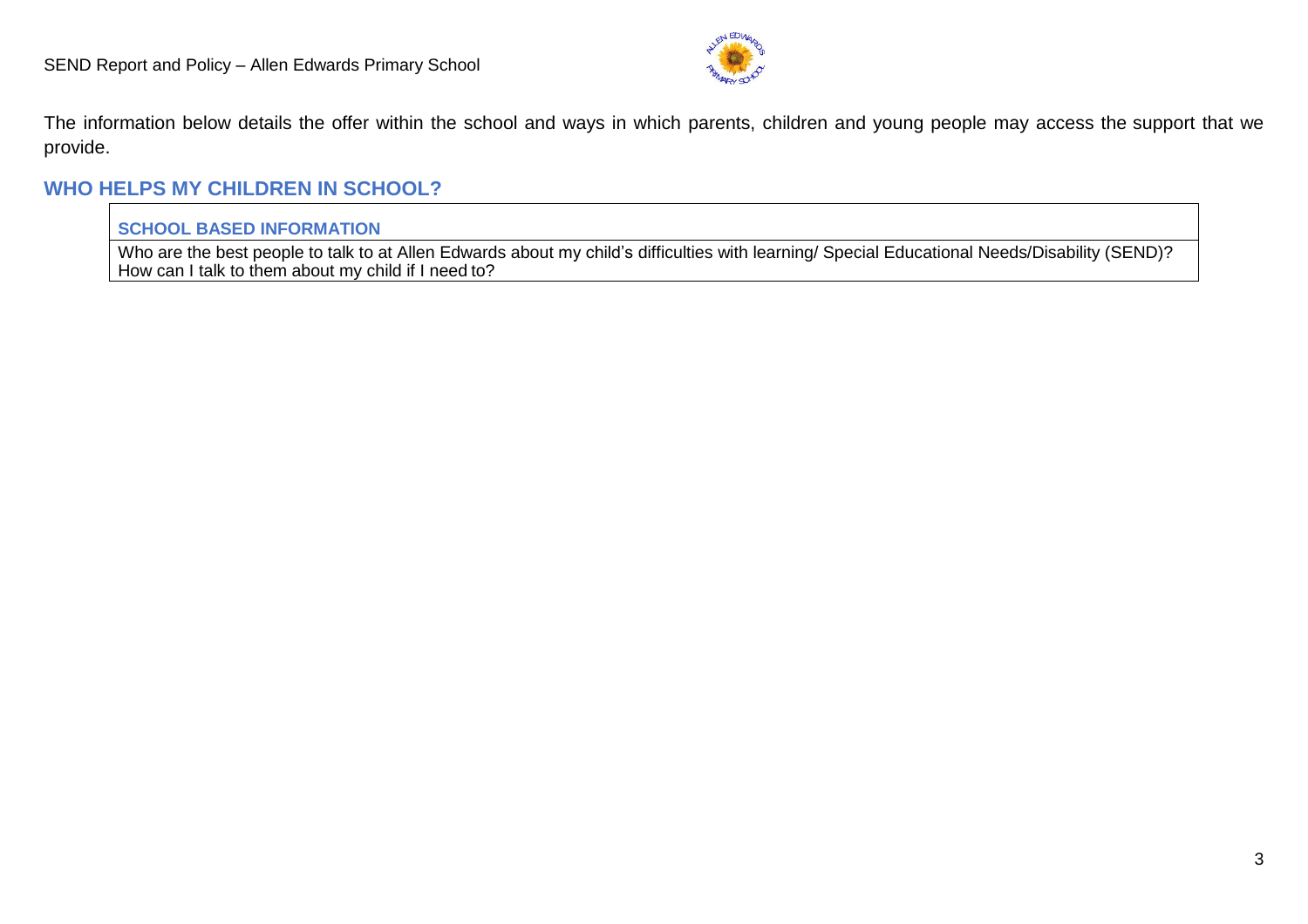The information below details the offer within the school and ways in which parents, children and young people may access the support that we provide.

## WHO HELPS MY CHILDREN IN SCHOOL?

| SCHOOL BASED INFORMATION |
| --- |
| Who are the best people to talk to at Allen Edwards about my child's difficulties with learning/ Special Educational Needs/Disability (SEND)? How can I talk to them about my child if I need to? |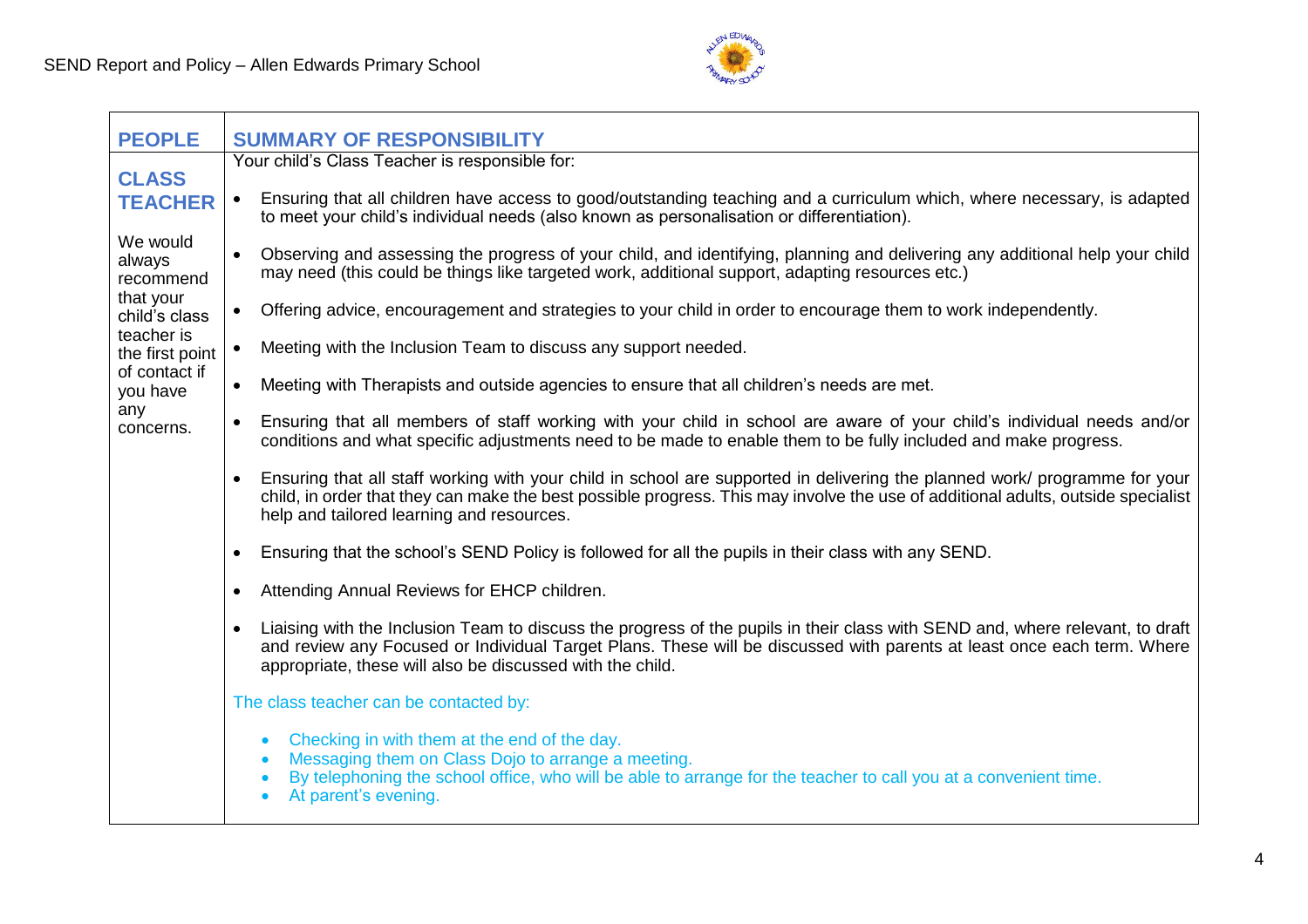| PEOPLE | SUMMARY OF RESPONSIBILITY |
| --- | --- |
| **CLASS TEACHER**<br><br>We would always recommend that your child's class teacher is the first point of contact if you have any concerns. | Your child's Class Teacher is responsible for:<br><br>• Ensuring that all children have access to good/outstanding teaching and a curriculum which, where necessary, is adapted to meet your child's individual needs (also known as personalisation or differentiation).<br>• Observing and assessing the progress of your child, and identifying, planning and delivering any additional help your child may need (this could be things like targeted work, additional support, adapting resources etc.)<br>• Offering advice, encouragement and strategies to your child in order to encourage them to work independently.<br>• Meeting with the Inclusion Team to discuss any support needed.<br>• Meeting with Therapists and outside agencies to ensure that all children's needs are met.<br>• Ensuring that all members of staff working with your child in school are aware of your child's individual needs and/or conditions and what specific adjustments need to be made to enable them to be fully included and make progress.<br>• Ensuring that all staff working with your child in school are supported in delivering the planned work/ programme for your child, in order that they can make the best possible progress. This may involve the use of additional adults, outside specialist help and tailored learning and resources.<br>• Ensuring that the school's SEND Policy is followed for all the pupils in their class with any SEND.<br>• Attending Annual Reviews for EHCP children.<br>• Liaising with the Inclusion Team to discuss the progress of the pupils in their class with SEND and, where relevant, to draft and review any Focused or Individual Target Plans. These will be discussed with parents at least once each term. Where appropriate, these will also be discussed with the child.<br><br>The class teacher can be contacted by:<br><br>• Checking in with them at the end of the day.<br>• Messaging them on Class Dojo to arrange a meeting.<br>• By telephoning the school office, who will be able to arrange for the teacher to call you at a convenient time.<br>• At parent's evening. |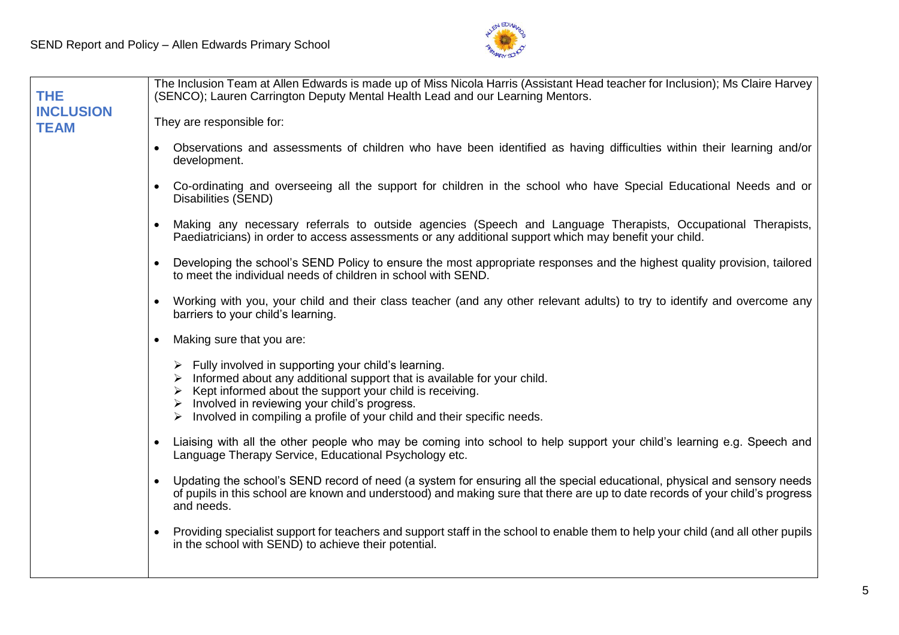| THE INCLUSION TEAM | The Inclusion Team at Allen Edwards is made up of Miss Nicola Harris (Assistant Head teacher for Inclusion); Ms Claire Harvey (SENCO); Lauren Carrington Deputy Mental Health Lead and our Learning Mentors.<br><br>They are responsible for:<br><br>• Observations and assessments of children who have been identified as having difficulties within their learning and/or development.<br><br>• Co-ordinating and overseeing all the support for children in the school who have Special Educational Needs and or Disabilities (SEND)<br><br>• Making any necessary referrals to outside agencies (Speech and Language Therapists, Occupational Therapists, Paediatricians) in order to access assessments or any additional support which may benefit your child.<br><br>• Developing the school's SEND Policy to ensure the most appropriate responses and the highest quality provision, tailored to meet the individual needs of children in school with SEND.<br><br>• Working with you, your child and their class teacher (and any other relevant adults) to try to identify and overcome any barriers to your child's learning.<br><br>• Making sure that you are:<br><br>➢ Fully involved in supporting your child's learning.<br>➢ Informed about any additional support that is available for your child.<br>➢ Kept informed about the support your child is receiving.<br>➢ Involved in reviewing your child's progress.<br>➢ Involved in compiling a profile of your child and their specific needs.<br><br>• Liaising with all the other people who may be coming into school to help support your child's learning e.g. Speech and Language Therapy Service, Educational Psychology etc.<br><br>• Updating the school's SEND record of need (a system for ensuring all the special educational, physical and sensory needs of pupils in this school are known and understood) and making sure that there are up to date records of your child's progress and needs.<br><br>• Providing specialist support for teachers and support staff in the school to enable them to help your child (and all other pupils in the school with SEND) to achieve their potential. |
|---|---|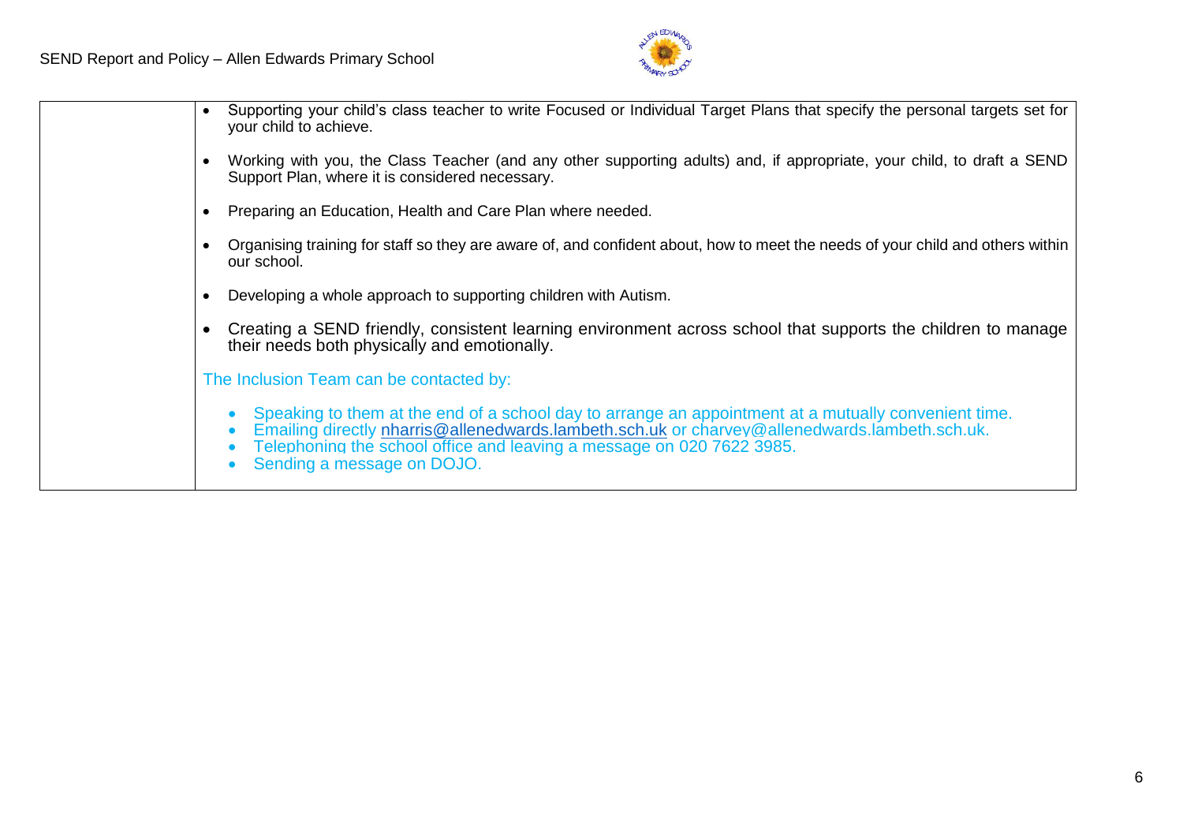| | |
|---|---|
| | • Supporting your child's class teacher to write Focused or Individual Target Plans that specify the personal targets set for your child to achieve.<br><br>• Working with you, the Class Teacher (and any other supporting adults) and, if appropriate, your child, to draft a SEND Support Plan, where it is considered necessary.<br><br>• Preparing an Education, Health and Care Plan where needed.<br><br>• Organising training for staff so they are aware of, and confident about, how to meet the needs of your child and others within our school.<br><br>• Developing a whole approach to supporting children with Autism.<br><br>• Creating a SEND friendly, consistent learning environment across school that supports the children to manage their needs both physically and emotionally.<br><br>The Inclusion Team can be contacted by:<br><br>• Speaking to them at the end of a school day to arrange an appointment at a mutually convenient time.<br>• Emailing directly nharris@allenedwards.lambeth.sch.uk or charvey@allenedwards.lambeth.sch.uk.<br>• Telephoning the school office and leaving a message on 020 7622 3985.<br>• Sending a message on DOJO. |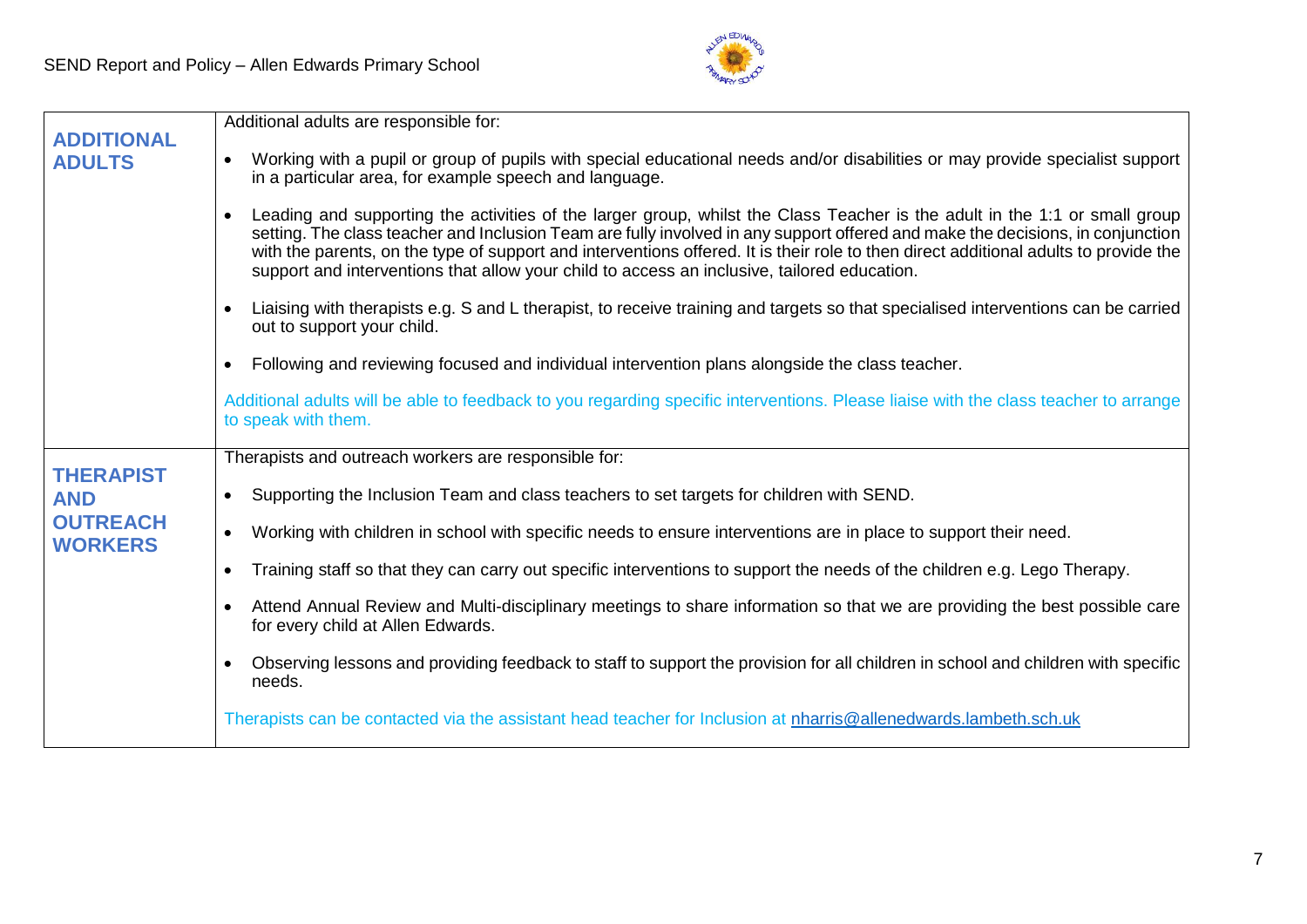| | |
|---|---|
| **ADDITIONAL ADULTS** | Additional adults are responsible for:<br>• Working with a pupil or group of pupils with special educational needs and/or disabilities or may provide specialist support in a particular area, for example speech and language.<br>• Leading and supporting the activities of the larger group, whilst the Class Teacher is the adult in the 1:1 or small group setting. The class teacher and Inclusion Team are fully involved in any support offered and make the decisions, in conjunction with the parents, on the type of support and interventions offered. It is their role to then direct additional adults to provide the support and interventions that allow your child to access an inclusive, tailored education.<br>• Liaising with therapists e.g. S and L therapist, to receive training and targets so that specialised interventions can be carried out to support your child.<br>• Following and reviewing focused and individual intervention plans alongside the class teacher.<br>Additional adults will be able to feedback to you regarding specific interventions. Please liaise with the class teacher to arrange to speak with them. |
| **THERAPIST AND OUTREACH WORKERS** | Therapists and outreach workers are responsible for:<br>• Supporting the Inclusion Team and class teachers to set targets for children with SEND.<br>• Working with children in school with specific needs to ensure interventions are in place to support their need.<br>• Training staff so that they can carry out specific interventions to support the needs of the children e.g. Lego Therapy.<br>• Attend Annual Review and Multi-disciplinary meetings to share information so that we are providing the best possible care for every child at Allen Edwards.<br>• Observing lessons and providing feedback to staff to support the provision for all children in school and children with specific needs.<br>Therapists can be contacted via the assistant head teacher for Inclusion at nharris@allenedwards.lambeth.sch.uk |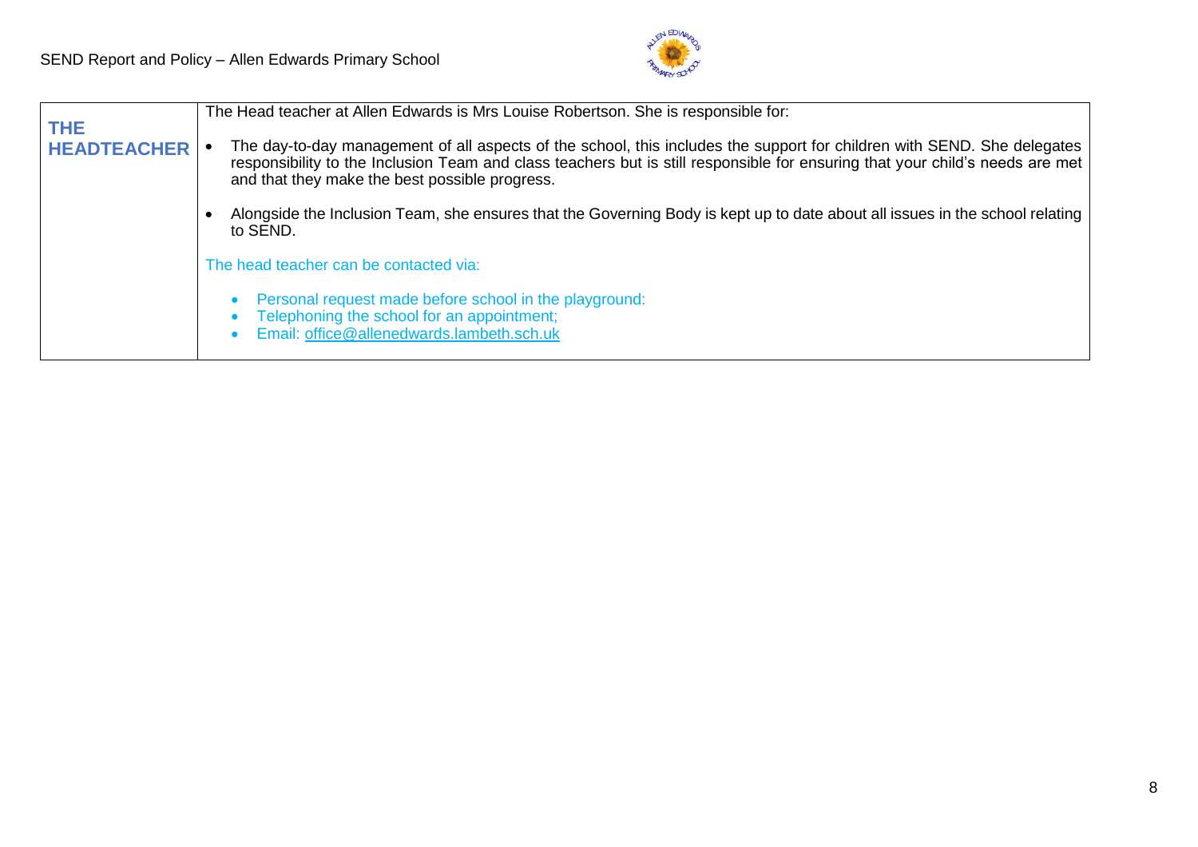| | |
|---|---|
| **THE HEADTEACHER** | The Head teacher at Allen Edwards is Mrs Louise Robertson. She is responsible for:<br><br>• The day-to-day management of all aspects of the school, this includes the support for children with SEND. She delegates responsibility to the Inclusion Team and class teachers but is still responsible for ensuring that your child's needs are met and that they make the best possible progress.<br><br>• Alongside the Inclusion Team, she ensures that the Governing Body is kept up to date about all issues in the school relating to SEND.<br><br>The head teacher can be contacted via:<br><br>• Personal request made before school in the playground:<br>• Telephoning the school for an appointment;<br>• Email: office@allenedwards.lambeth.sch.uk |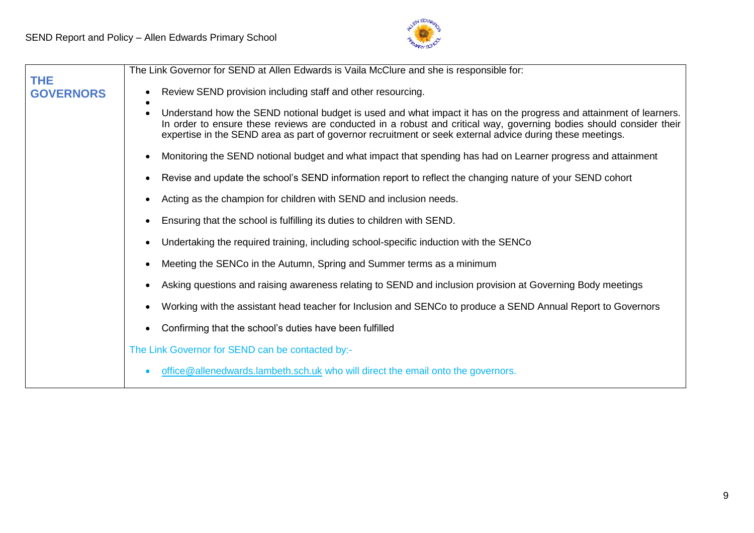| | |
|---|---|
| **THE GOVERNORS** | The Link Governor for SEND at Allen Edwards is Vaila McClure and she is responsible for:<br><br>• Review SEND provision including staff and other resourcing.<br>• Understand how the SEND notional budget is used and what impact it has on the progress and attainment of learners. In order to ensure these reviews are conducted in a robust and critical way, governing bodies should consider their expertise in the SEND area as part of governor recruitment or seek external advice during these meetings.<br>• Monitoring the SEND notional budget and what impact that spending has had on Learner progress and attainment<br>• Revise and update the school's SEND information report to reflect the changing nature of your SEND cohort<br>• Acting as the champion for children with SEND and inclusion needs.<br>• Ensuring that the school is fulfilling its duties to children with SEND.<br>• Undertaking the required training, including school-specific induction with the SENCo<br>• Meeting the SENCo in the Autumn, Spring and Summer terms as a minimum<br>• Asking questions and raising awareness relating to SEND and inclusion provision at Governing Body meetings<br>• Working with the assistant head teacher for Inclusion and SENCo to produce a SEND Annual Report to Governors<br>• Confirming that the school's duties have been fulfilled<br><br>The Link Governor for SEND can be contacted by:-<br><br>• office@allenedwards.lambeth.sch.uk who will direct the email onto the governors. |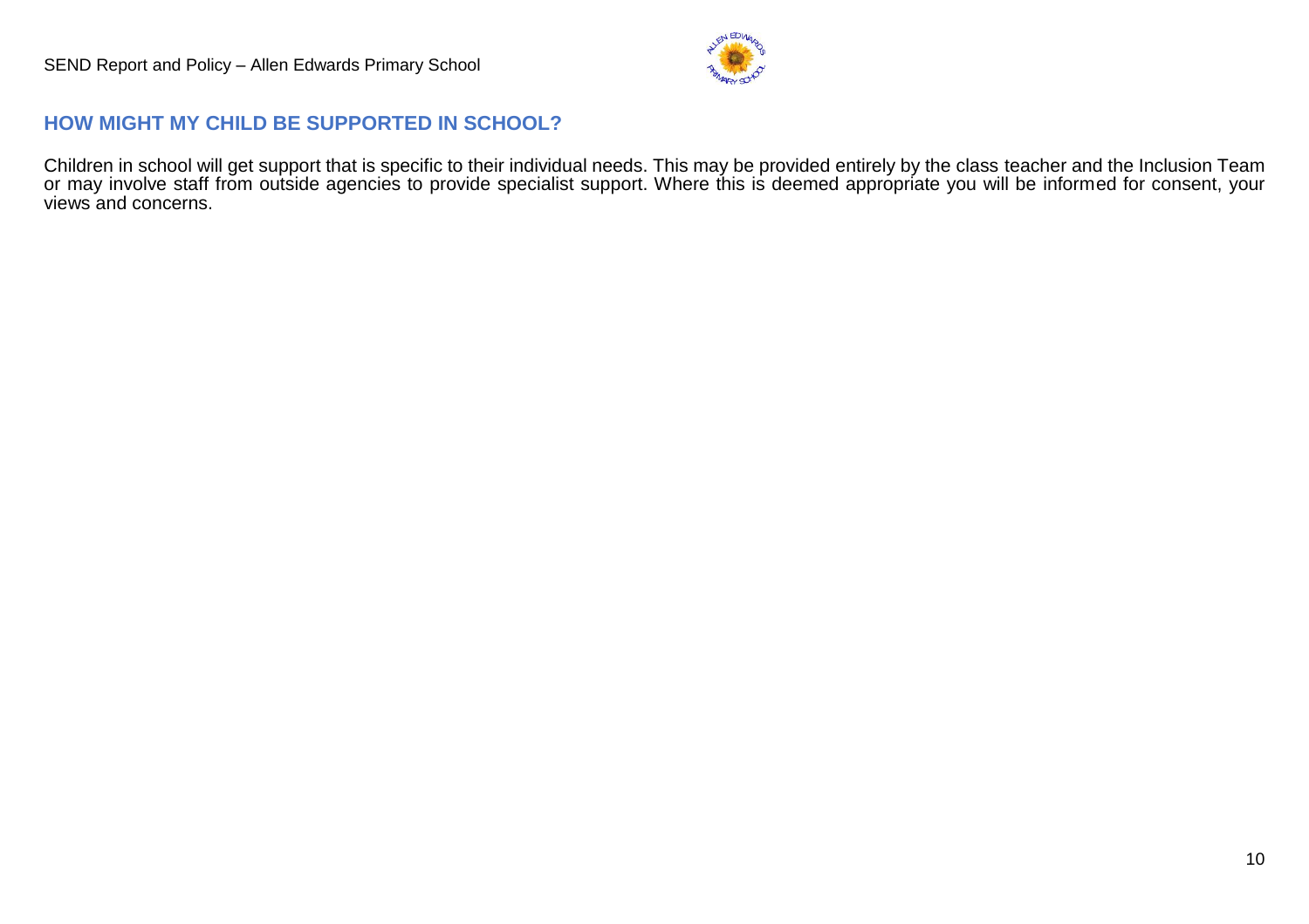## HOW MIGHT MY CHILD BE SUPPORTED IN SCHOOL?

Children in school will get support that is specific to their individual needs. This may be provided entirely by the class teacher and the Inclusion Team or may involve staff from outside agencies to provide specialist support. Where this is deemed appropriate you will be informed for consent, your views and concerns.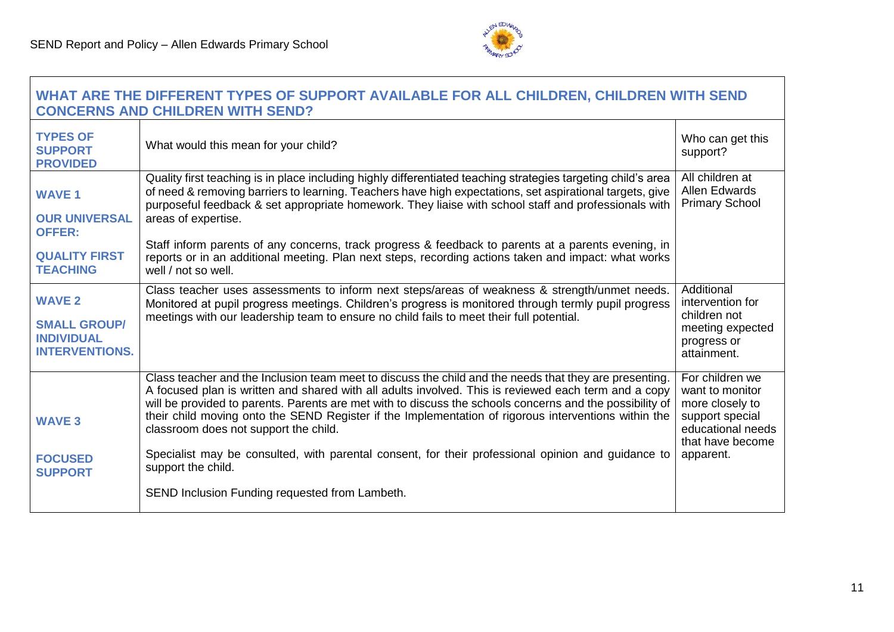## WHAT ARE THE DIFFERENT TYPES OF SUPPORT AVAILABLE FOR ALL CHILDREN, CHILDREN WITH SEND CONCERNS AND CHILDREN WITH SEND?

| TYPES OF SUPPORT PROVIDED | What would this mean for your child? | Who can get this support? |
|---|---|---|
| **WAVE 1**<br><br>**OUR UNIVERSAL OFFER:**<br><br>**QUALITY FIRST TEACHING** | Quality first teaching is in place including highly differentiated teaching strategies targeting child's area of need & removing barriers to learning. Teachers have high expectations, set aspirational targets, give purposeful feedback & set appropriate homework. They liaise with school staff and professionals with areas of expertise.<br><br>Staff inform parents of any concerns, track progress & feedback to parents at a parents evening, in reports or in an additional meeting. Plan next steps, recording actions taken and impact: what works well / not so well. | All children at Allen Edwards Primary School |
| **WAVE 2**<br><br>**SMALL GROUP/ INDIVIDUAL INTERVENTIONS.** | Class teacher uses assessments to inform next steps/areas of weakness & strength/unmet needs. Monitored at pupil progress meetings. Children's progress is monitored through termly pupil progress meetings with our leadership team to ensure no child fails to meet their full potential. | Additional intervention for children not meeting expected progress or attainment. |
| **WAVE 3**<br><br>**FOCUSED SUPPORT** | Class teacher and the Inclusion team meet to discuss the child and the needs that they are presenting. A focused plan is written and shared with all adults involved. This is reviewed each term and a copy will be provided to parents. Parents are met with to discuss the schools concerns and the possibility of their child moving onto the SEND Register if the Implementation of rigorous interventions within the classroom does not support the child.<br><br>Specialist may be consulted, with parental consent, for their professional opinion and guidance to support the child.<br><br>SEND Inclusion Funding requested from Lambeth. | For children we want to monitor more closely to support special educational needs that have become apparent. |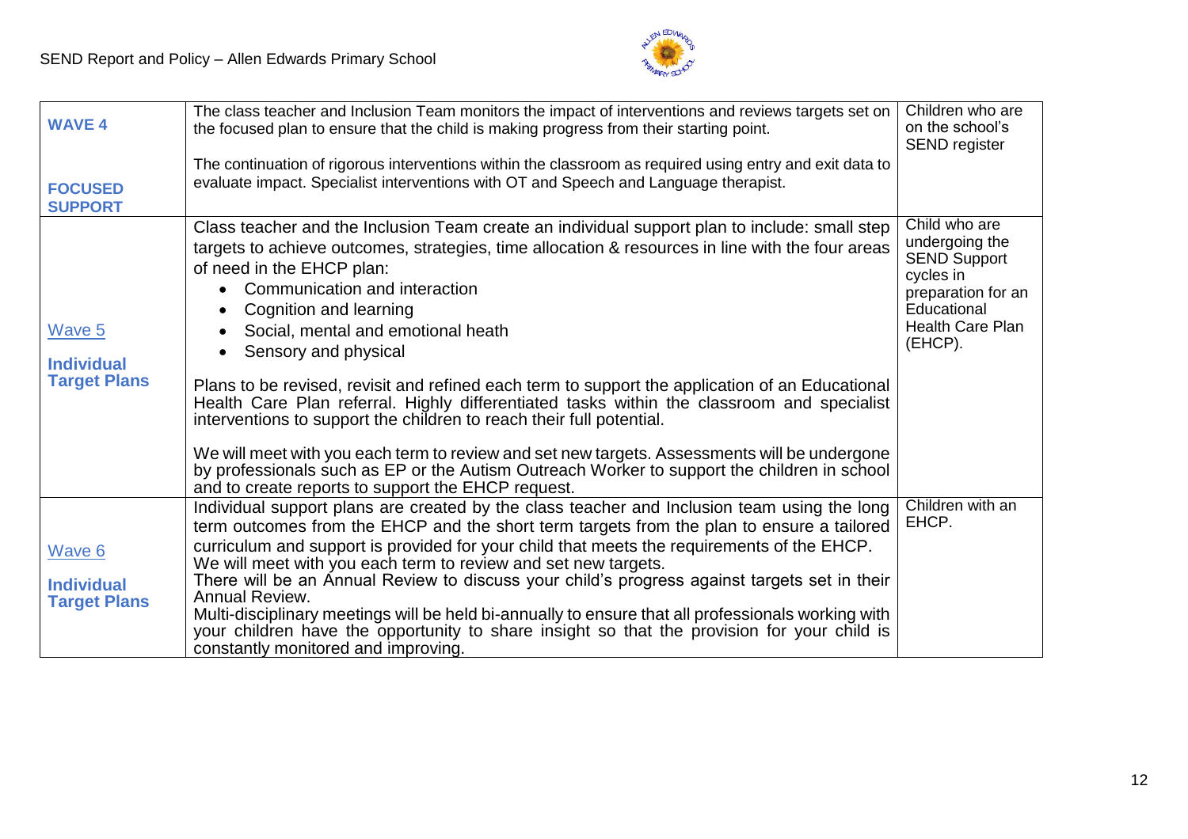| | | |
|---|---|---|
| **WAVE 4**<br><br>**FOCUSED SUPPORT** | The class teacher and Inclusion Team monitors the impact of interventions and reviews targets set on the focused plan to ensure that the child is making progress from their starting point.<br><br>The continuation of rigorous interventions within the classroom as required using entry and exit data to evaluate impact. Specialist interventions with OT and Speech and Language therapist. | Children who are on the school's SEND register |
| Wave 5<br><br>**Individual Target Plans** | Class teacher and the Inclusion Team create an individual support plan to include: small step targets to achieve outcomes, strategies, time allocation & resources in line with the four areas of need in the EHCP plan:<br>• Communication and interaction<br>• Cognition and learning<br>• Social, mental and emotional heath<br>• Sensory and physical<br><br>Plans to be revised, revisit and refined each term to support the application of an Educational Health Care Plan referral. Highly differentiated tasks within the classroom and specialist interventions to support the children to reach their full potential.<br><br>We will meet with you each term to review and set new targets. Assessments will be undergone by professionals such as EP or the Autism Outreach Worker to support the children in school and to create reports to support the EHCP request. | Child who are undergoing the SEND Support cycles in preparation for an Educational Health Care Plan (EHCP). |
| Wave 6<br><br>**Individual Target Plans** | Individual support plans are created by the class teacher and Inclusion team using the long term outcomes from the EHCP and the short term targets from the plan to ensure a tailored curriculum and support is provided for your child that meets the requirements of the EHCP.<br>We will meet with you each term to review and set new targets.<br>There will be an Annual Review to discuss your child's progress against targets set in their Annual Review.<br>Multi-disciplinary meetings will be held bi-annually to ensure that all professionals working with your children have the opportunity to share insight so that the provision for your child is constantly monitored and improving. | Children with an EHCP. |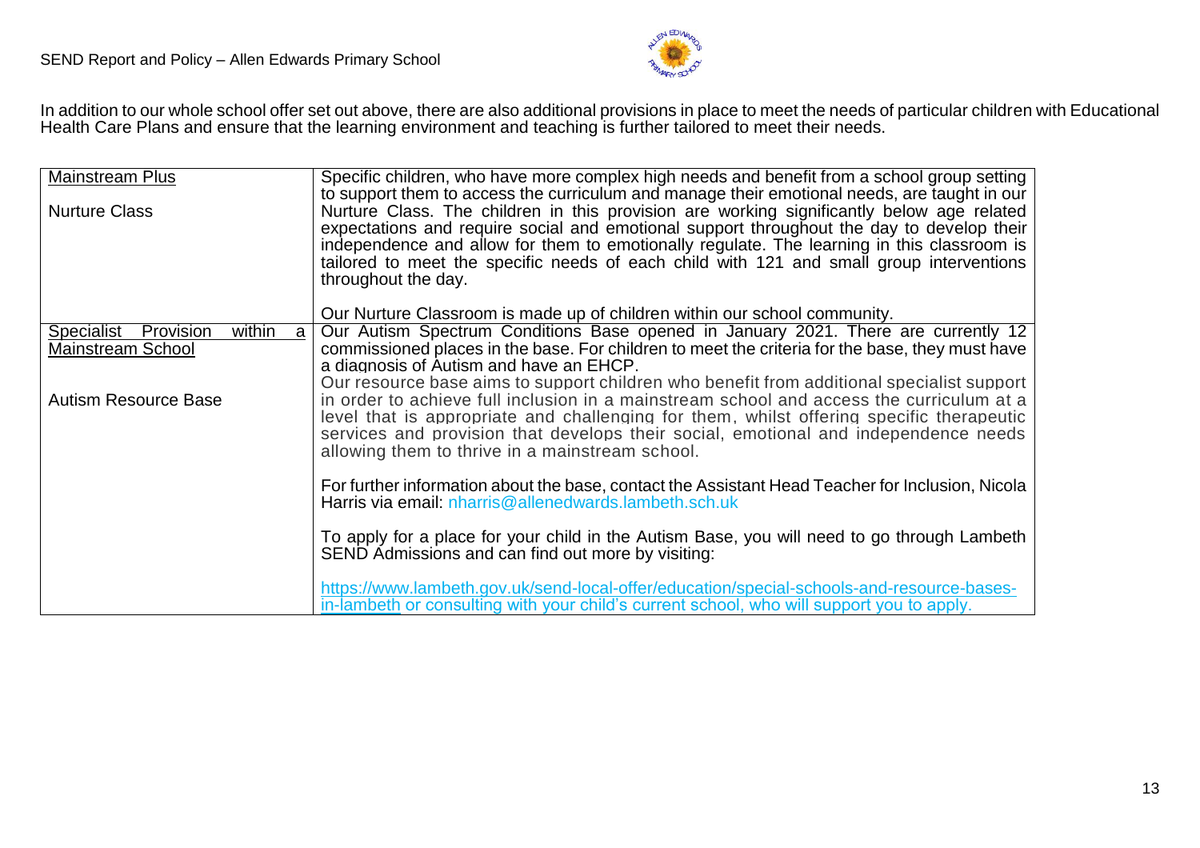In addition to our whole school offer set out above, there are also additional provisions in place to meet the needs of particular children with Educational Health Care Plans and ensure that the learning environment and teaching is further tailored to meet their needs.

| | |
|---|---|
| Mainstream Plus<br><br>Nurture Class | Specific children, who have more complex high needs and benefit from a school group setting to support them to access the curriculum and manage their emotional needs, are taught in our Nurture Class. The children in this provision are working significantly below age related expectations and require social and emotional support throughout the day to develop their independence and allow for them to emotionally regulate. The learning in this classroom is tailored to meet the specific needs of each child with 121 and small group interventions throughout the day.<br><br>Our Nurture Classroom is made up of children within our school community. |
| Specialist Provision within a Mainstream School<br><br>Autism Resource Base | Our Autism Spectrum Conditions Base opened in January 2021. There are currently 12 commissioned places in the base. For children to meet the criteria for the base, they must have a diagnosis of Autism and have an EHCP.<br>Our resource base aims to support children who benefit from additional specialist support in order to achieve full inclusion in a mainstream school and access the curriculum at a level that is appropriate and challenging for them, whilst offering specific therapeutic services and provision that develops their social, emotional and independence needs allowing them to thrive in a mainstream school.<br><br>For further information about the base, contact the Assistant Head Teacher for Inclusion, Nicola Harris via email: nharris@allenedwards.lambeth.sch.uk<br><br>To apply for a place for your child in the Autism Base, you will need to go through Lambeth SEND Admissions and can find out more by visiting:<br><br>https://www.lambeth.gov.uk/send-local-offer/education/special-schools-and-resource-bases-in-lambeth or consulting with your child's current school, who will support you to apply. |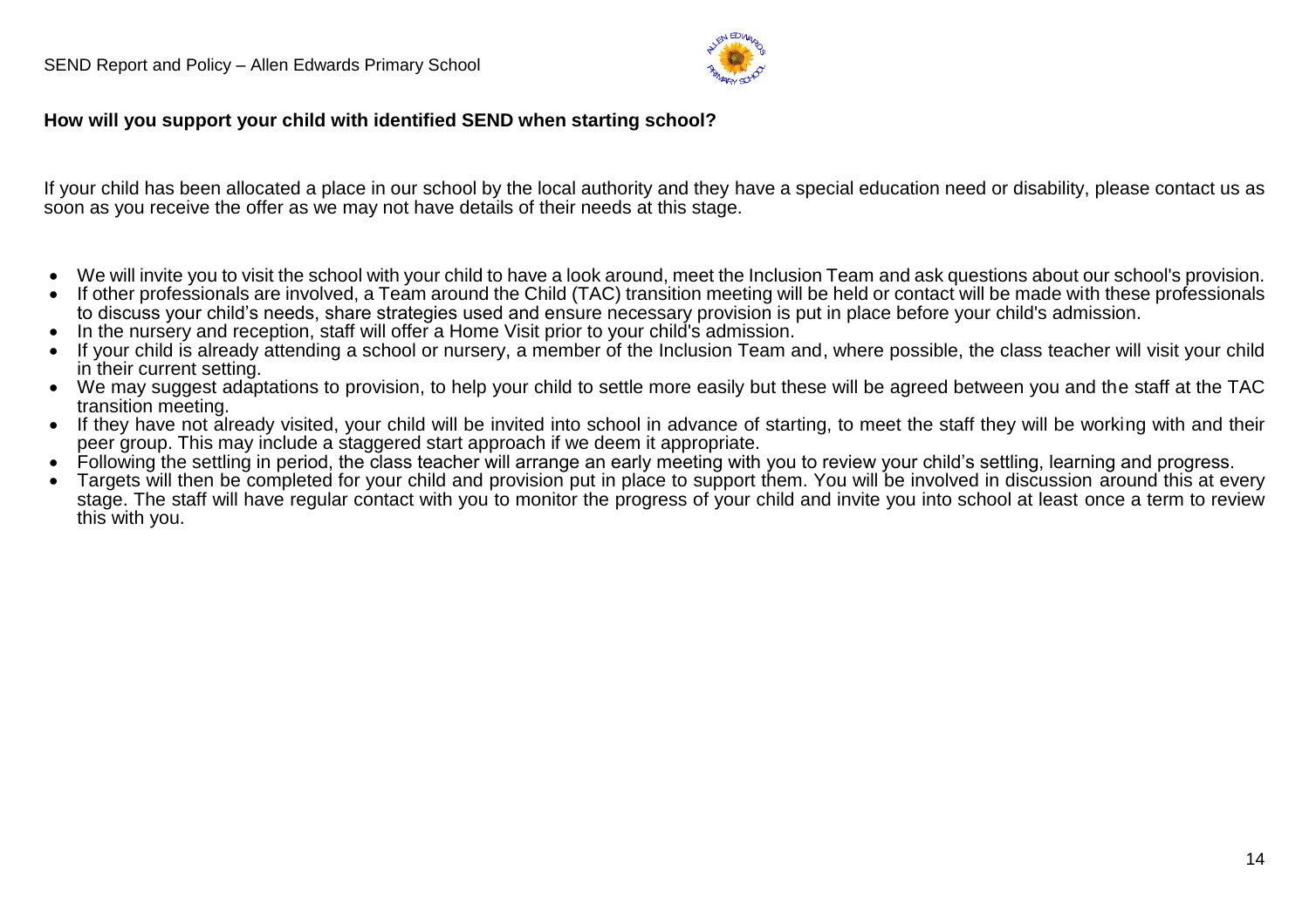**How will you support your child with identified SEND when starting school?**

If your child has been allocated a place in our school by the local authority and they have a special education need or disability, please contact us as soon as you receive the offer as we may not have details of their needs at this stage.

- We will invite you to visit the school with your child to have a look around, meet the Inclusion Team and ask questions about our school's provision.
- If other professionals are involved, a Team around the Child (TAC) transition meeting will be held or contact will be made with these professionals to discuss your child's needs, share strategies used and ensure necessary provision is put in place before your child's admission.
- In the nursery and reception, staff will offer a Home Visit prior to your child's admission.
- If your child is already attending a school or nursery, a member of the Inclusion Team and, where possible, the class teacher will visit your child in their current setting.
- We may suggest adaptations to provision, to help your child to settle more easily but these will be agreed between you and the staff at the TAC transition meeting.
- If they have not already visited, your child will be invited into school in advance of starting, to meet the staff they will be working with and their peer group. This may include a staggered start approach if we deem it appropriate.
- Following the settling in period, the class teacher will arrange an early meeting with you to review your child's settling, learning and progress.
- Targets will then be completed for your child and provision put in place to support them. You will be involved in discussion around this at every stage. The staff will have regular contact with you to monitor the progress of your child and invite you into school at least once a term to review this with you.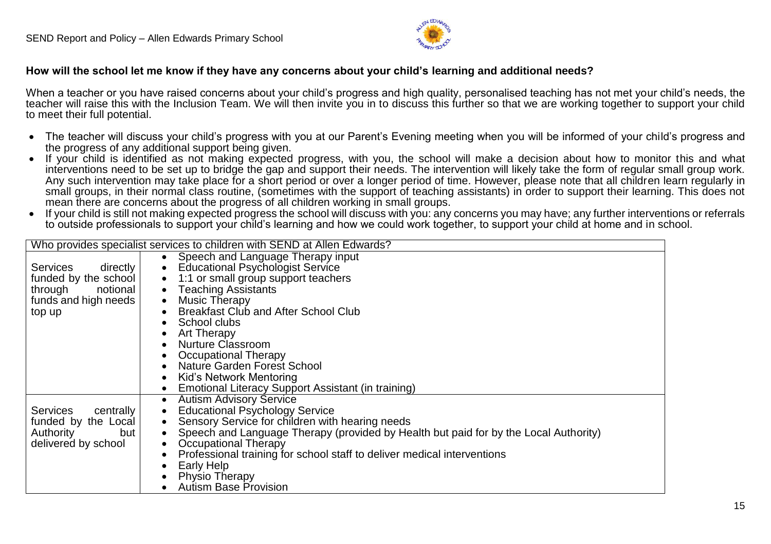### How will the school let me know if they have any concerns about your child's learning and additional needs?

When a teacher or you have raised concerns about your child's progress and high quality, personalised teaching has not met your child's needs, the teacher will raise this with the Inclusion Team. We will then invite you in to discuss this further so that we are working together to support your child to meet their full potential.

- The teacher will discuss your child's progress with you at our Parent's Evening meeting when you will be informed of your child's progress and the progress of any additional support being given.
- If your child is identified as not making expected progress, with you, the school will make a decision about how to monitor this and what interventions need to be set up to bridge the gap and support their needs. The intervention will likely take the form of regular small group work. Any such intervention may take place for a short period or over a longer period of time. However, please note that all children learn regularly in small groups, in their normal class routine, (sometimes with the support of teaching assistants) in order to support their learning. This does not mean there are concerns about the progress of all children working in small groups.
- If your child is still not making expected progress the school will discuss with you: any concerns you may have; any further interventions or referrals to outside professionals to support your child's learning and how we could work together, to support your child at home and in school.

| Who provides specialist services to children with SEND at Allen Edwards? | |
|---|---|
| Services directly funded by the school through notional funds and high needs top up | • Speech and Language Therapy input<br>• Educational Psychologist Service<br>• 1:1 or small group support teachers<br>• Teaching Assistants<br>• Music Therapy<br>• Breakfast Club and After School Club<br>• School clubs<br>• Art Therapy<br>• Nurture Classroom<br>• Occupational Therapy<br>• Nature Garden Forest School<br>• Kid's Network Mentoring<br>• Emotional Literacy Support Assistant (in training) |
| Services centrally funded by the Local Authority but delivered by school | • Autism Advisory Service<br>• Educational Psychology Service<br>• Sensory Service for children with hearing needs<br>• Speech and Language Therapy (provided by Health but paid for by the Local Authority)<br>• Occupational Therapy<br>• Professional training for school staff to deliver medical interventions<br>• Early Help<br>• Physio Therapy<br>• Autism Base Provision |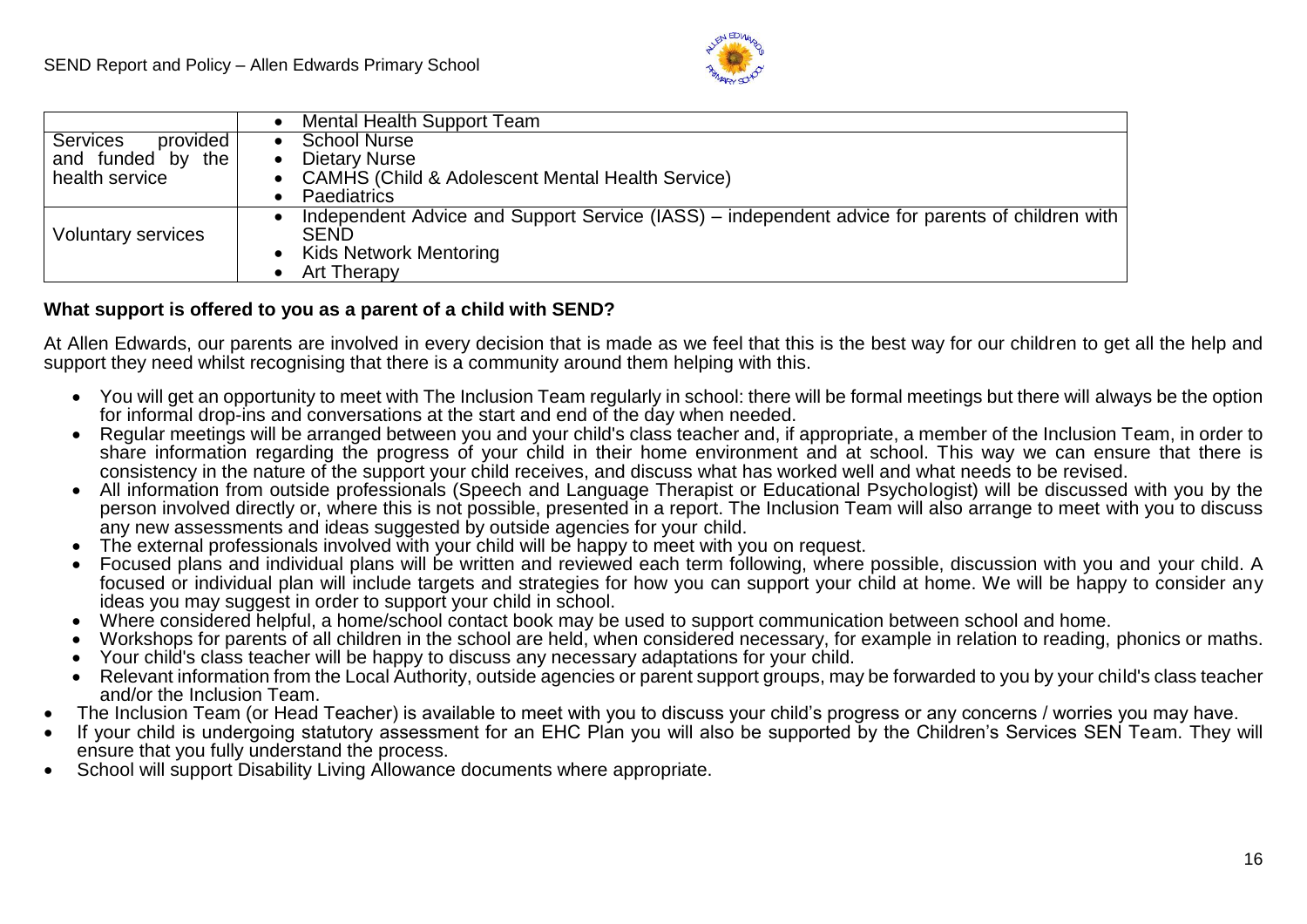| | |
|---|---|
| | • Mental Health Support Team |
| Services provided and funded by the health service | • School Nurse<br>• Dietary Nurse<br>• CAMHS (Child & Adolescent Mental Health Service)<br>• Paediatrics |
| Voluntary services | • Independent Advice and Support Service (IASS) – independent advice for parents of children with SEND<br>• Kids Network Mentoring<br>• Art Therapy |

**What support is offered to you as a parent of a child with SEND?**

At Allen Edwards, our parents are involved in every decision that is made as we feel that this is the best way for our children to get all the help and support they need whilst recognising that there is a community around them helping with this.

- You will get an opportunity to meet with The Inclusion Team regularly in school: there will be formal meetings but there will always be the option for informal drop-ins and conversations at the start and end of the day when needed.
- Regular meetings will be arranged between you and your child's class teacher and, if appropriate, a member of the Inclusion Team, in order to share information regarding the progress of your child in their home environment and at school. This way we can ensure that there is consistency in the nature of the support your child receives, and discuss what has worked well and what needs to be revised.
- All information from outside professionals (Speech and Language Therapist or Educational Psychologist) will be discussed with you by the person involved directly or, where this is not possible, presented in a report. The Inclusion Team will also arrange to meet with you to discuss any new assessments and ideas suggested by outside agencies for your child.
- The external professionals involved with your child will be happy to meet with you on request.
- Focused plans and individual plans will be written and reviewed each term following, where possible, discussion with you and your child. A focused or individual plan will include targets and strategies for how you can support your child at home. We will be happy to consider any ideas you may suggest in order to support your child in school.
- Where considered helpful, a home/school contact book may be used to support communication between school and home.
- Workshops for parents of all children in the school are held, when considered necessary, for example in relation to reading, phonics or maths.
- Your child's class teacher will be happy to discuss any necessary adaptations for your child.
- Relevant information from the Local Authority, outside agencies or parent support groups, may be forwarded to you by your child's class teacher and/or the Inclusion Team.

- The Inclusion Team (or Head Teacher) is available to meet with you to discuss your child's progress or any concerns / worries you may have.
- If your child is undergoing statutory assessment for an EHC Plan you will also be supported by the Children's Services SEN Team. They will ensure that you fully understand the process.
- School will support Disability Living Allowance documents where appropriate.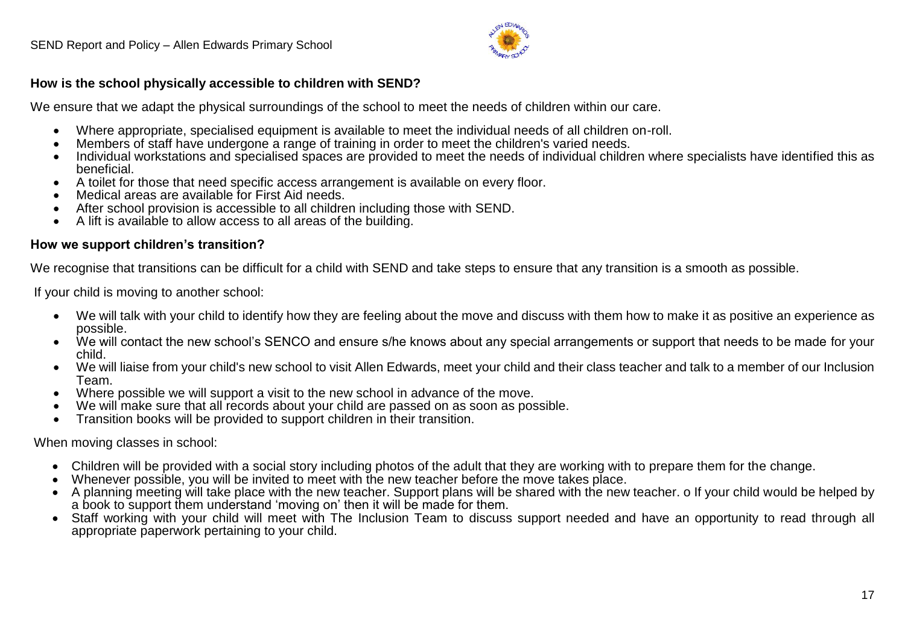### How is the school physically accessible to children with SEND?

We ensure that we adapt the physical surroundings of the school to meet the needs of children within our care.

- Where appropriate, specialised equipment is available to meet the individual needs of all children on-roll.
- Members of staff have undergone a range of training in order to meet the children's varied needs.
- Individual workstations and specialised spaces are provided to meet the needs of individual children where specialists have identified this as beneficial.
- A toilet for those that need specific access arrangement is available on every floor.
- Medical areas are available for First Aid needs.
- After school provision is accessible to all children including those with SEND.
- A lift is available to allow access to all areas of the building.

### How we support children's transition?

We recognise that transitions can be difficult for a child with SEND and take steps to ensure that any transition is a smooth as possible.

If your child is moving to another school:

- We will talk with your child to identify how they are feeling about the move and discuss with them how to make it as positive an experience as possible.
- We will contact the new school's SENCO and ensure s/he knows about any special arrangements or support that needs to be made for your child.
- We will liaise from your child's new school to visit Allen Edwards, meet your child and their class teacher and talk to a member of our Inclusion Team.
- Where possible we will support a visit to the new school in advance of the move.
- We will make sure that all records about your child are passed on as soon as possible.
- Transition books will be provided to support children in their transition.

When moving classes in school:

- Children will be provided with a social story including photos of the adult that they are working with to prepare them for the change.
- Whenever possible, you will be invited to meet with the new teacher before the move takes place.
- A planning meeting will take place with the new teacher. Support plans will be shared with the new teacher. o If your child would be helped by a book to support them understand 'moving on' then it will be made for them.
- Staff working with your child will meet with The Inclusion Team to discuss support needed and have an opportunity to read through all appropriate paperwork pertaining to your child.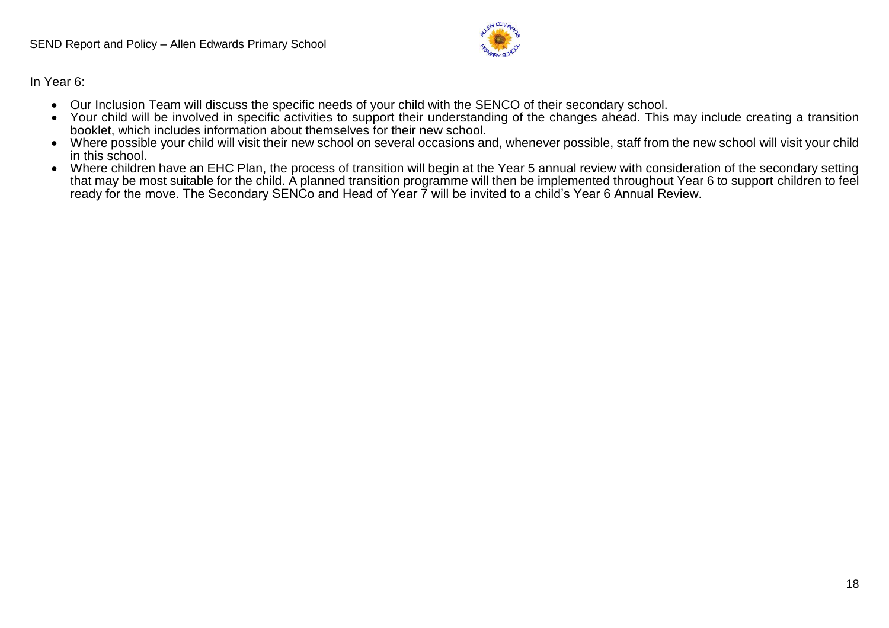In Year 6:

- Our Inclusion Team will discuss the specific needs of your child with the SENCO of their secondary school.
- Your child will be involved in specific activities to support their understanding of the changes ahead. This may include creating a transition booklet, which includes information about themselves for their new school.
- Where possible your child will visit their new school on several occasions and, whenever possible, staff from the new school will visit your child in this school.
- Where children have an EHC Plan, the process of transition will begin at the Year 5 annual review with consideration of the secondary setting that may be most suitable for the child. A planned transition programme will then be implemented throughout Year 6 to support children to feel ready for the move. The Secondary SENCo and Head of Year 7 will be invited to a child's Year 6 Annual Review.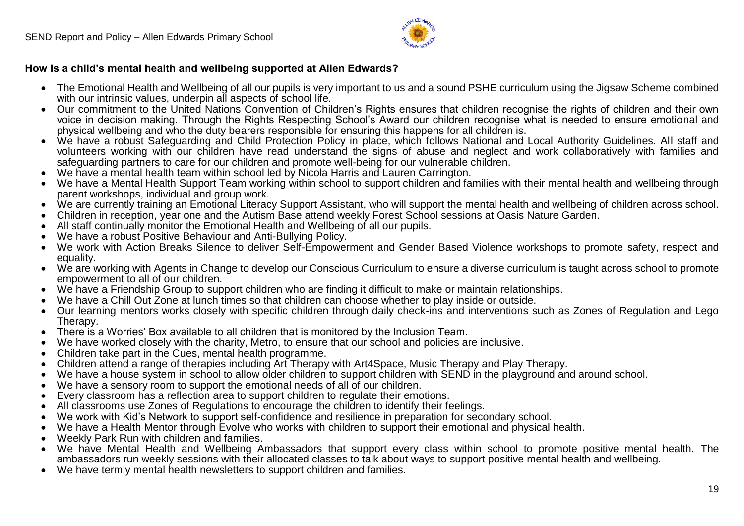### How is a child's mental health and wellbeing supported at Allen Edwards?

- The Emotional Health and Wellbeing of all our pupils is very important to us and a sound PSHE curriculum using the Jigsaw Scheme combined with our intrinsic values, underpin all aspects of school life.
- Our commitment to the United Nations Convention of Children's Rights ensures that children recognise the rights of children and their own voice in decision making. Through the Rights Respecting School's Award our children recognise what is needed to ensure emotional and physical wellbeing and who the duty bearers responsible for ensuring this happens for all children is.
- We have a robust Safeguarding and Child Protection Policy in place, which follows National and Local Authority Guidelines. All staff and volunteers working with our children have read understand the signs of abuse and neglect and work collaboratively with families and safeguarding partners to care for our children and promote well-being for our vulnerable children.
- We have a mental health team within school led by Nicola Harris and Lauren Carrington.
- We have a Mental Health Support Team working within school to support children and families with their mental health and wellbeing through parent workshops, individual and group work.
- We are currently training an Emotional Literacy Support Assistant, who will support the mental health and wellbeing of children across school.
- Children in reception, year one and the Autism Base attend weekly Forest School sessions at Oasis Nature Garden.
- All staff continually monitor the Emotional Health and Wellbeing of all our pupils.
- We have a robust Positive Behaviour and Anti-Bullying Policy.
- We work with Action Breaks Silence to deliver Self-Empowerment and Gender Based Violence workshops to promote safety, respect and equality.
- We are working with Agents in Change to develop our Conscious Curriculum to ensure a diverse curriculum is taught across school to promote empowerment to all of our children.
- We have a Friendship Group to support children who are finding it difficult to make or maintain relationships.
- We have a Chill Out Zone at lunch times so that children can choose whether to play inside or outside.
- Our learning mentors works closely with specific children through daily check-ins and interventions such as Zones of Regulation and Lego Therapy.
- There is a Worries' Box available to all children that is monitored by the Inclusion Team.
- We have worked closely with the charity, Metro, to ensure that our school and policies are inclusive.
- Children take part in the Cues, mental health programme.
- Children attend a range of therapies including Art Therapy with Art4Space, Music Therapy and Play Therapy.
- We have a house system in school to allow older children to support children with SEND in the playground and around school.
- We have a sensory room to support the emotional needs of all of our children.
- Every classroom has a reflection area to support children to regulate their emotions.
- All classrooms use Zones of Regulations to encourage the children to identify their feelings.
- We work with Kid's Network to support self-confidence and resilience in preparation for secondary school.
- We have a Health Mentor through Evolve who works with children to support their emotional and physical health.
- Weekly Park Run with children and families.
- We have Mental Health and Wellbeing Ambassadors that support every class within school to promote positive mental health. The ambassadors run weekly sessions with their allocated classes to talk about ways to support positive mental health and wellbeing.
- We have termly mental health newsletters to support children and families.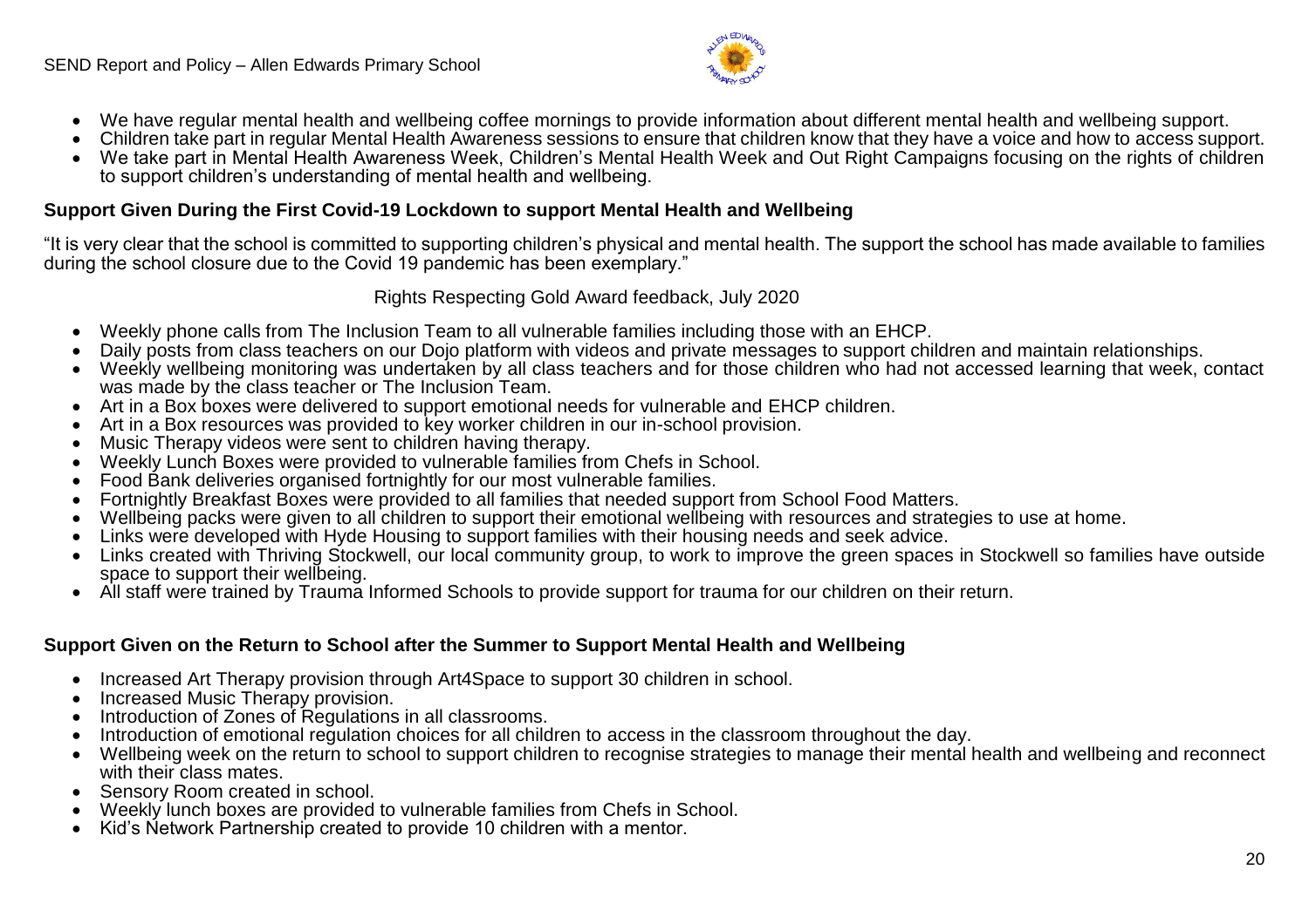- We have regular mental health and wellbeing coffee mornings to provide information about different mental health and wellbeing support.
- Children take part in regular Mental Health Awareness sessions to ensure that children know that they have a voice and how to access support.
- We take part in Mental Health Awareness Week, Children's Mental Health Week and Out Right Campaigns focusing on the rights of children to support children's understanding of mental health and wellbeing.

**Support Given During the First Covid-19 Lockdown to support Mental Health and Wellbeing**

"It is very clear that the school is committed to supporting children's physical and mental health. The support the school has made available to families during the school closure due to the Covid 19 pandemic has been exemplary."

Rights Respecting Gold Award feedback, July 2020

- Weekly phone calls from The Inclusion Team to all vulnerable families including those with an EHCP.
- Daily posts from class teachers on our Dojo platform with videos and private messages to support children and maintain relationships.
- Weekly wellbeing monitoring was undertaken by all class teachers and for those children who had not accessed learning that week, contact was made by the class teacher or The Inclusion Team.
- Art in a Box boxes were delivered to support emotional needs for vulnerable and EHCP children.
- Art in a Box resources was provided to key worker children in our in-school provision.
- Music Therapy videos were sent to children having therapy.
- Weekly Lunch Boxes were provided to vulnerable families from Chefs in School.
- Food Bank deliveries organised fortnightly for our most vulnerable families.
- Fortnightly Breakfast Boxes were provided to all families that needed support from School Food Matters.
- Wellbeing packs were given to all children to support their emotional wellbeing with resources and strategies to use at home.
- Links were developed with Hyde Housing to support families with their housing needs and seek advice.
- Links created with Thriving Stockwell, our local community group, to work to improve the green spaces in Stockwell so families have outside space to support their wellbeing.
- All staff were trained by Trauma Informed Schools to provide support for trauma for our children on their return.

**Support Given on the Return to School after the Summer to Support Mental Health and Wellbeing**

- Increased Art Therapy provision through Art4Space to support 30 children in school.
- Increased Music Therapy provision.
- Introduction of Zones of Regulations in all classrooms.
- Introduction of emotional regulation choices for all children to access in the classroom throughout the day.
- Wellbeing week on the return to school to support children to recognise strategies to manage their mental health and wellbeing and reconnect with their class mates.
- Sensory Room created in school.
- Weekly lunch boxes are provided to vulnerable families from Chefs in School.
- Kid's Network Partnership created to provide 10 children with a mentor.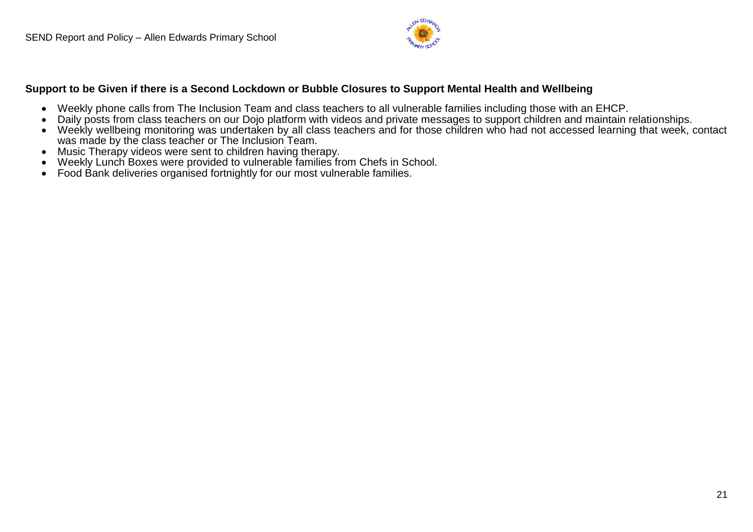**Support to be Given if there is a Second Lockdown or Bubble Closures to Support Mental Health and Wellbeing**

- Weekly phone calls from The Inclusion Team and class teachers to all vulnerable families including those with an EHCP.
- Daily posts from class teachers on our Dojo platform with videos and private messages to support children and maintain relationships.
- Weekly wellbeing monitoring was undertaken by all class teachers and for those children who had not accessed learning that week, contact was made by the class teacher or The Inclusion Team.
- Music Therapy videos were sent to children having therapy.
- Weekly Lunch Boxes were provided to vulnerable families from Chefs in School.
- Food Bank deliveries organised fortnightly for our most vulnerable families.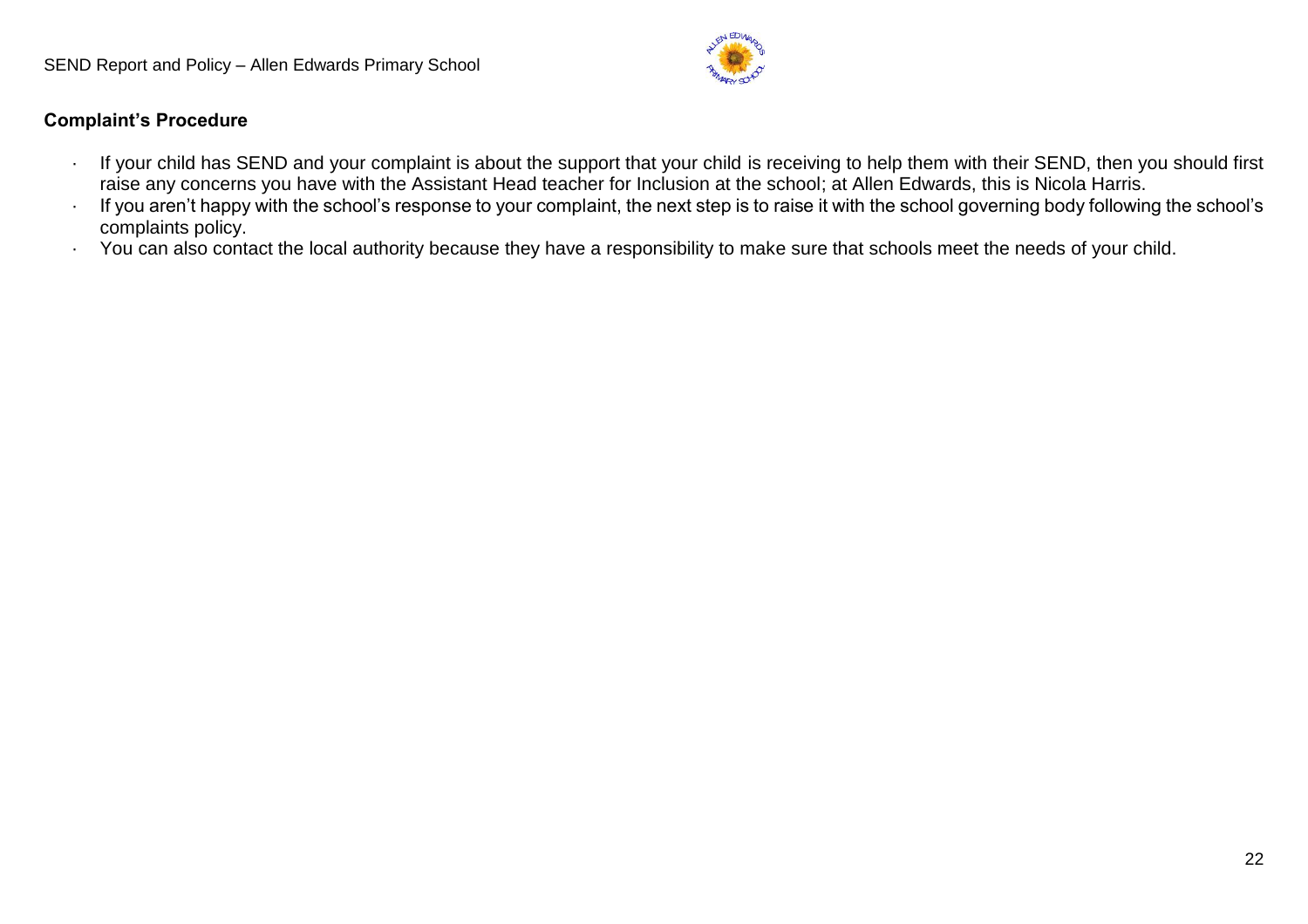**Complaint's Procedure**

- If your child has SEND and your complaint is about the support that your child is receiving to help them with their SEND, then you should first raise any concerns you have with the Assistant Head teacher for Inclusion at the school; at Allen Edwards, this is Nicola Harris.
- If you aren't happy with the school's response to your complaint, the next step is to raise it with the school governing body following the school's complaints policy.
- You can also contact the local authority because they have a responsibility to make sure that schools meet the needs of your child.